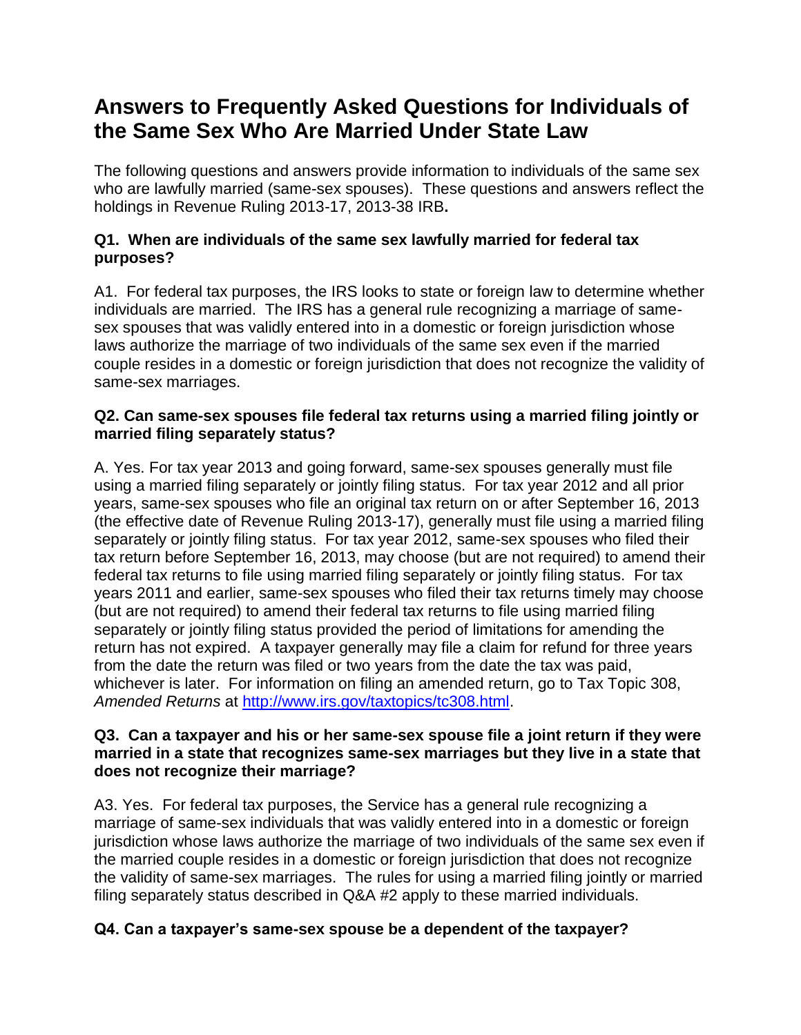# Answers to Frequently Asked Questions for Individuals of the Same Sex Who Are Married Under State Law

The following questions and answers provide information to individuals of the same sex who are lawfully married (same-sex spouses). These questions and answers reflect the holdings in Revenue Ruling 2013-17, 2013-38 IRB**.**

### Q1. When are individuals of the same sex lawfully married for federal tax purposes?

A1. For federal tax purposes, the IRS looks to state or foreign law to determine whether individuals are married. The IRS has a general rule recognizing a marriage of same-sex spouses that was validly entered into in a domestic or foreign jurisdiction whose laws authorize the marriage of two individuals of the same sex even if the married couple resides in a domestic or foreign jurisdiction that does not recognize the validity of same-sex marriages.

### Q2. Can same-sex spouses file federal tax returns using a married filing jointly or married filing separately status?

A. Yes. For tax year 2013 and going forward, same-sex spouses generally must file using a married filing separately or jointly filing status. For tax year 2012 and all prior years, same-sex spouses who file an original tax return on or after September 16, 2013 (the effective date of Revenue Ruling 2013-17), generally must file using a married filing separately or jointly filing status. For tax year 2012, same-sex spouses who filed their tax return before September 16, 2013, may choose (but are not required) to amend their federal tax returns to file using married filing separately or jointly filing status. For tax years 2011 and earlier, same-sex spouses who filed their tax returns timely may choose (but are not required) to amend their federal tax returns to file using married filing separately or jointly filing status provided the period of limitations for amending the return has not expired. A taxpayer generally may file a claim for refund for three years from the date the return was filed or two years from the date the tax was paid, whichever is later. For information on filing an amended return, go to Tax Topic 308, *Amended Returns* at http://www.irs.gov/taxtopics/tc308.html.

### Q3. Can a taxpayer and his or her same-sex spouse file a joint return if they were married in a state that recognizes same-sex marriages but they live in a state that does not recognize their marriage?

A3. Yes. For federal tax purposes, the Service has a general rule recognizing a marriage of same-sex individuals that was validly entered into in a domestic or foreign jurisdiction whose laws authorize the marriage of two individuals of the same sex even if the married couple resides in a domestic or foreign jurisdiction that does not recognize the validity of same-sex marriages. The rules for using a married filing jointly or married filing separately status described in Q&A #2 apply to these married individuals.

### Q4. Can a taxpayer's same-sex spouse be a dependent of the taxpayer?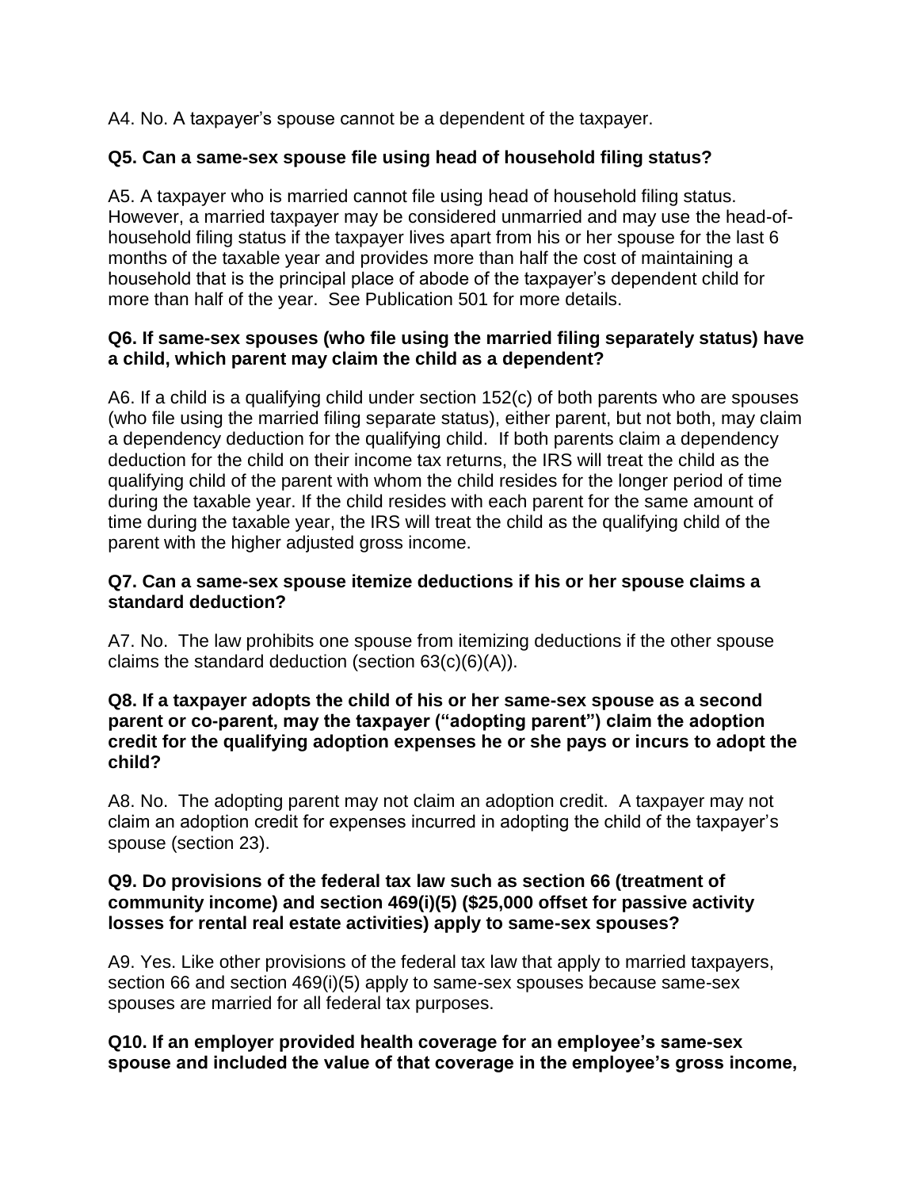A4. No. A taxpayer's spouse cannot be a dependent of the taxpayer.

**Q5. Can a same-sex spouse file using head of household filing status?**

A5. A taxpayer who is married cannot file using head of household filing status. However, a married taxpayer may be considered unmarried and may use the head-of-household filing status if the taxpayer lives apart from his or her spouse for the last 6 months of the taxable year and provides more than half the cost of maintaining a household that is the principal place of abode of the taxpayer's dependent child for more than half of the year. See Publication 501 for more details.

**Q6. If same-sex spouses (who file using the married filing separately status) have a child, which parent may claim the child as a dependent?**

A6. If a child is a qualifying child under section 152(c) of both parents who are spouses (who file using the married filing separate status), either parent, but not both, may claim a dependency deduction for the qualifying child. If both parents claim a dependency deduction for the child on their income tax returns, the IRS will treat the child as the qualifying child of the parent with whom the child resides for the longer period of time during the taxable year. If the child resides with each parent for the same amount of time during the taxable year, the IRS will treat the child as the qualifying child of the parent with the higher adjusted gross income.

**Q7. Can a same-sex spouse itemize deductions if his or her spouse claims a standard deduction?**

A7. No. The law prohibits one spouse from itemizing deductions if the other spouse claims the standard deduction (section 63(c)(6)(A)).

**Q8. If a taxpayer adopts the child of his or her same-sex spouse as a second parent or co-parent, may the taxpayer ("adopting parent") claim the adoption credit for the qualifying adoption expenses he or she pays or incurs to adopt the child?**

A8. No. The adopting parent may not claim an adoption credit. A taxpayer may not claim an adoption credit for expenses incurred in adopting the child of the taxpayer's spouse (section 23).

**Q9. Do provisions of the federal tax law such as section 66 (treatment of community income) and section 469(i)(5) ($25,000 offset for passive activity losses for rental real estate activities) apply to same-sex spouses?**

A9. Yes. Like other provisions of the federal tax law that apply to married taxpayers, section 66 and section 469(i)(5) apply to same-sex spouses because same-sex spouses are married for all federal tax purposes.

**Q10. If an employer provided health coverage for an employee's same-sex spouse and included the value of that coverage in the employee's gross income,**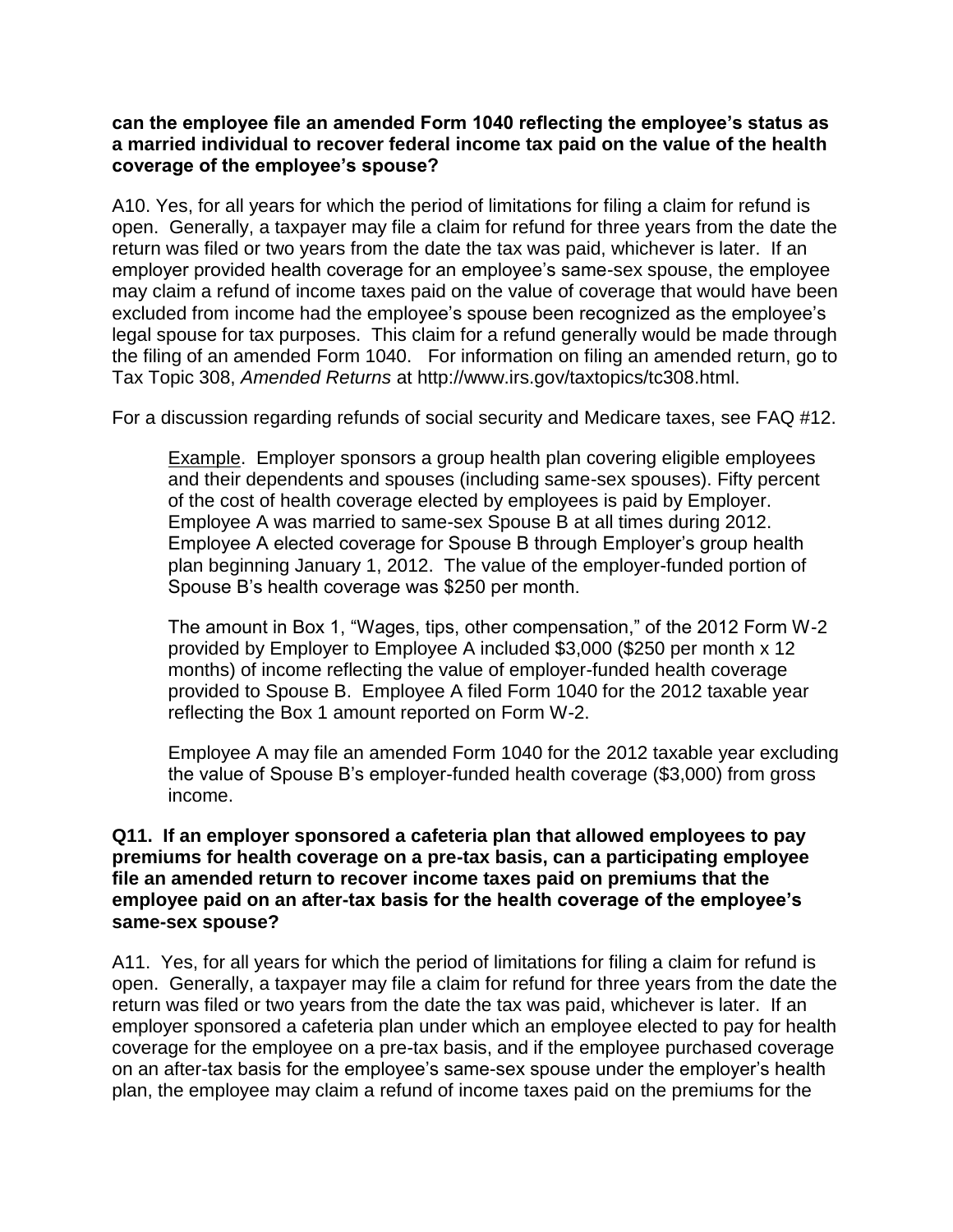**can the employee file an amended Form 1040 reflecting the employee's status as a married individual to recover federal income tax paid on the value of the health coverage of the employee's spouse?**

A10. Yes, for all years for which the period of limitations for filing a claim for refund is open. Generally, a taxpayer may file a claim for refund for three years from the date the return was filed or two years from the date the tax was paid, whichever is later. If an employer provided health coverage for an employee's same-sex spouse, the employee may claim a refund of income taxes paid on the value of coverage that would have been excluded from income had the employee's spouse been recognized as the employee's legal spouse for tax purposes. This claim for a refund generally would be made through the filing of an amended Form 1040. For information on filing an amended return, go to Tax Topic 308, *Amended Returns* at http://www.irs.gov/taxtopics/tc308.html.

For a discussion regarding refunds of social security and Medicare taxes, see FAQ #12.

> Example. Employer sponsors a group health plan covering eligible employees and their dependents and spouses (including same-sex spouses). Fifty percent of the cost of health coverage elected by employees is paid by Employer. Employee A was married to same-sex Spouse B at all times during 2012. Employee A elected coverage for Spouse B through Employer's group health plan beginning January 1, 2012. The value of the employer-funded portion of Spouse B's health coverage was $250 per month.
>
> The amount in Box 1, "Wages, tips, other compensation," of the 2012 Form W-2 provided by Employer to Employee A included $3,000 ($250 per month x 12 months) of income reflecting the value of employer-funded health coverage provided to Spouse B. Employee A filed Form 1040 for the 2012 taxable year reflecting the Box 1 amount reported on Form W-2.
>
> Employee A may file an amended Form 1040 for the 2012 taxable year excluding the value of Spouse B's employer-funded health coverage ($3,000) from gross income.

**Q11. If an employer sponsored a cafeteria plan that allowed employees to pay premiums for health coverage on a pre-tax basis, can a participating employee file an amended return to recover income taxes paid on premiums that the employee paid on an after-tax basis for the health coverage of the employee's same-sex spouse?**

A11. Yes, for all years for which the period of limitations for filing a claim for refund is open. Generally, a taxpayer may file a claim for refund for three years from the date the return was filed or two years from the date the tax was paid, whichever is later. If an employer sponsored a cafeteria plan under which an employee elected to pay for health coverage for the employee on a pre-tax basis, and if the employee purchased coverage on an after-tax basis for the employee's same-sex spouse under the employer's health plan, the employee may claim a refund of income taxes paid on the premiums for the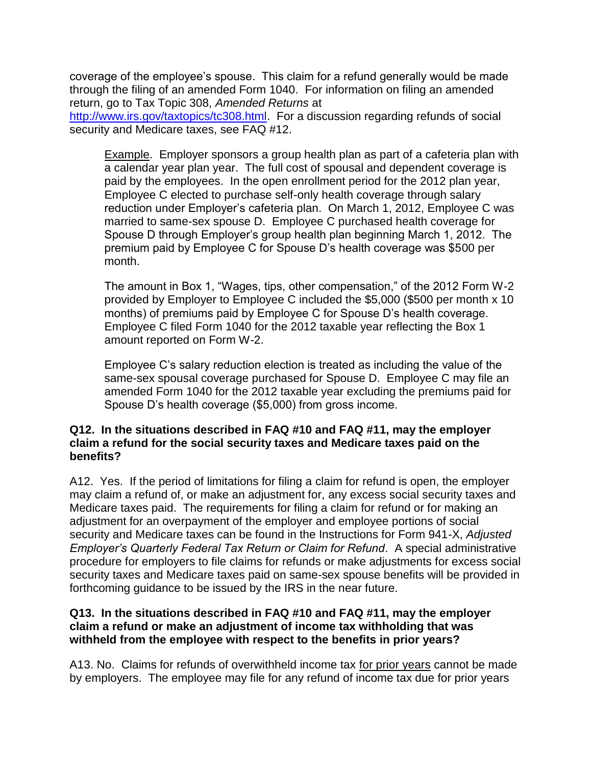coverage of the employee's spouse. This claim for a refund generally would be made through the filing of an amended Form 1040. For information on filing an amended return, go to Tax Topic 308, *Amended Returns* at http://www.irs.gov/taxtopics/tc308.html. For a discussion regarding refunds of social security and Medicare taxes, see FAQ #12.

> Example. Employer sponsors a group health plan as part of a cafeteria plan with a calendar year plan year. The full cost of spousal and dependent coverage is paid by the employees. In the open enrollment period for the 2012 plan year, Employee C elected to purchase self-only health coverage through salary reduction under Employer's cafeteria plan. On March 1, 2012, Employee C was married to same-sex spouse D. Employee C purchased health coverage for Spouse D through Employer's group health plan beginning March 1, 2012. The premium paid by Employee C for Spouse D's health coverage was $500 per month.
>
> The amount in Box 1, "Wages, tips, other compensation," of the 2012 Form W-2 provided by Employer to Employee C included the $5,000 ($500 per month x 10 months) of premiums paid by Employee C for Spouse D's health coverage. Employee C filed Form 1040 for the 2012 taxable year reflecting the Box 1 amount reported on Form W-2.
>
> Employee C's salary reduction election is treated as including the value of the same-sex spousal coverage purchased for Spouse D. Employee C may file an amended Form 1040 for the 2012 taxable year excluding the premiums paid for Spouse D's health coverage ($5,000) from gross income.

**Q12. In the situations described in FAQ #10 and FAQ #11, may the employer claim a refund for the social security taxes and Medicare taxes paid on the benefits?**

A12. Yes. If the period of limitations for filing a claim for refund is open, the employer may claim a refund of, or make an adjustment for, any excess social security taxes and Medicare taxes paid. The requirements for filing a claim for refund or for making an adjustment for an overpayment of the employer and employee portions of social security and Medicare taxes can be found in the Instructions for Form 941-X, *Adjusted Employer's Quarterly Federal Tax Return or Claim for Refund*. A special administrative procedure for employers to file claims for refunds or make adjustments for excess social security taxes and Medicare taxes paid on same-sex spouse benefits will be provided in forthcoming guidance to be issued by the IRS in the near future.

**Q13. In the situations described in FAQ #10 and FAQ #11, may the employer claim a refund or make an adjustment of income tax withholding that was withheld from the employee with respect to the benefits in prior years?**

A13. No. Claims for refunds of overwithheld income tax for prior years cannot be made by employers. The employee may file for any refund of income tax due for prior years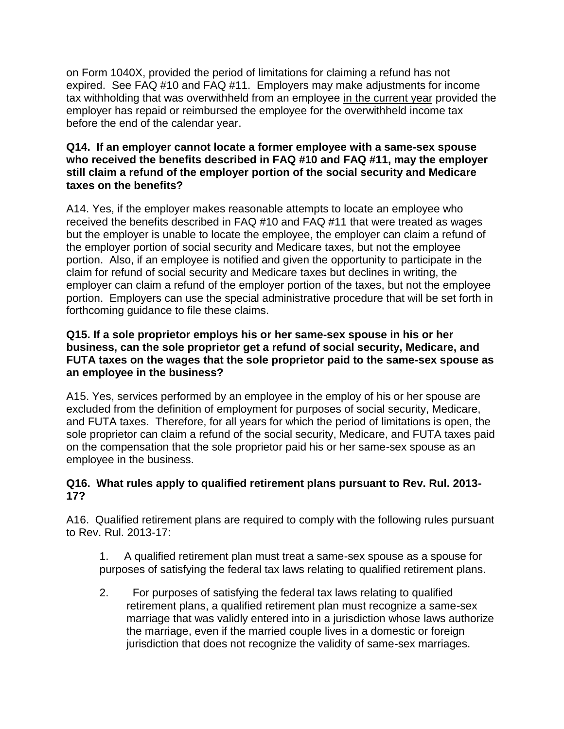on Form 1040X, provided the period of limitations for claiming a refund has not expired. See FAQ #10 and FAQ #11. Employers may make adjustments for income tax withholding that was overwithheld from an employee <u>in the current year</u> provided the employer has repaid or reimbursed the employee for the overwithheld income tax before the end of the calendar year.

**Q14. If an employer cannot locate a former employee with a same-sex spouse who received the benefits described in FAQ #10 and FAQ #11, may the employer still claim a refund of the employer portion of the social security and Medicare taxes on the benefits?**

A14. Yes, if the employer makes reasonable attempts to locate an employee who received the benefits described in FAQ #10 and FAQ #11 that were treated as wages but the employer is unable to locate the employee, the employer can claim a refund of the employer portion of social security and Medicare taxes, but not the employee portion. Also, if an employee is notified and given the opportunity to participate in the claim for refund of social security and Medicare taxes but declines in writing, the employer can claim a refund of the employer portion of the taxes, but not the employee portion. Employers can use the special administrative procedure that will be set forth in forthcoming guidance to file these claims.

**Q15. If a sole proprietor employs his or her same-sex spouse in his or her business, can the sole proprietor get a refund of social security, Medicare, and FUTA taxes on the wages that the sole proprietor paid to the same-sex spouse as an employee in the business?**

A15. Yes, services performed by an employee in the employ of his or her spouse are excluded from the definition of employment for purposes of social security, Medicare, and FUTA taxes. Therefore, for all years for which the period of limitations is open, the sole proprietor can claim a refund of the social security, Medicare, and FUTA taxes paid on the compensation that the sole proprietor paid his or her same-sex spouse as an employee in the business.

**Q16. What rules apply to qualified retirement plans pursuant to Rev. Rul. 2013-17?**

A16. Qualified retirement plans are required to comply with the following rules pursuant to Rev. Rul. 2013-17:

1. A qualified retirement plan must treat a same-sex spouse as a spouse for purposes of satisfying the federal tax laws relating to qualified retirement plans.

2. For purposes of satisfying the federal tax laws relating to qualified retirement plans, a qualified retirement plan must recognize a same-sex marriage that was validly entered into in a jurisdiction whose laws authorize the marriage, even if the married couple lives in a domestic or foreign jurisdiction that does not recognize the validity of same-sex marriages.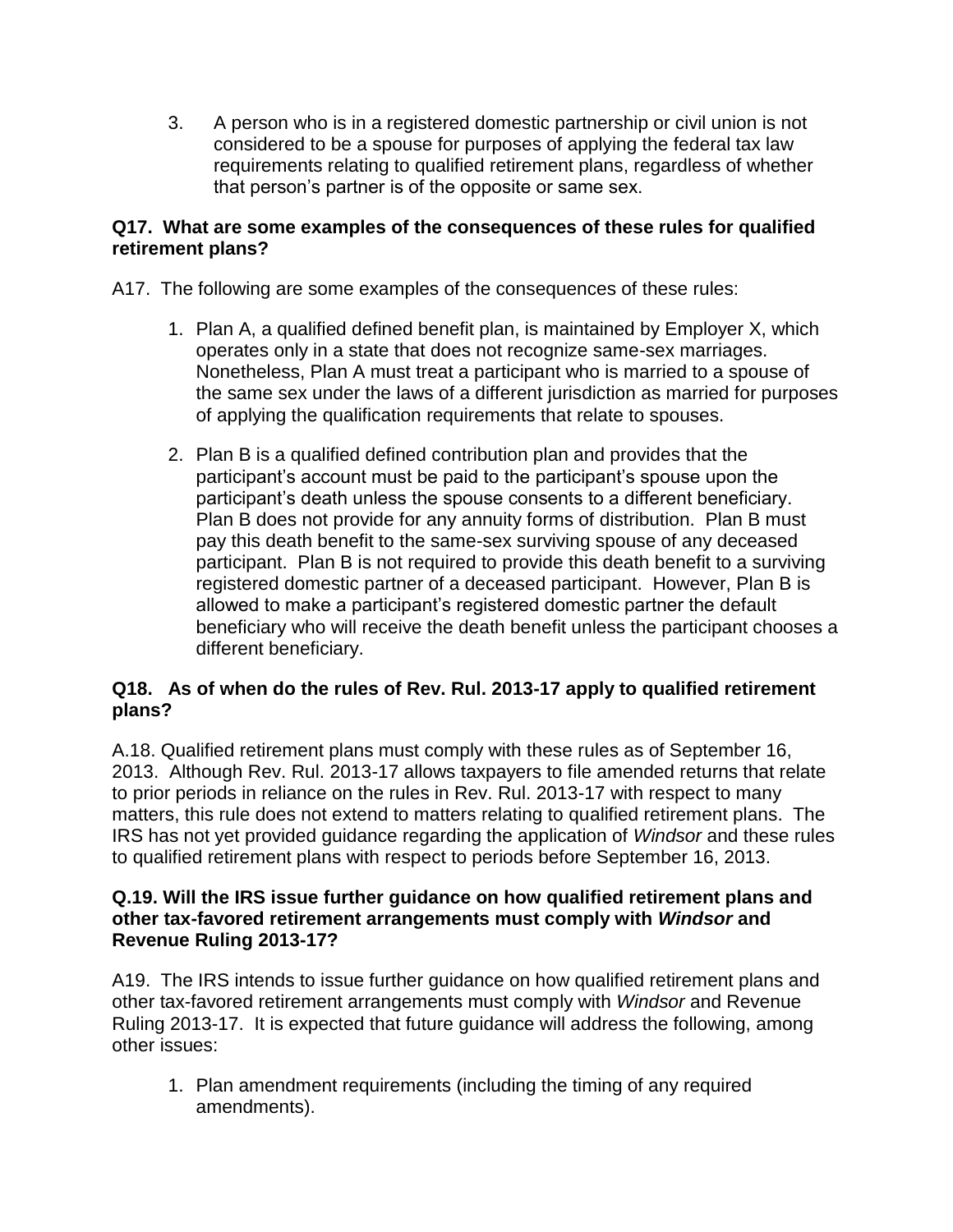3. A person who is in a registered domestic partnership or civil union is not considered to be a spouse for purposes of applying the federal tax law requirements relating to qualified retirement plans, regardless of whether that person's partner is of the opposite or same sex.

**Q17. What are some examples of the consequences of these rules for qualified retirement plans?**

A17. The following are some examples of the consequences of these rules:

1. Plan A, a qualified defined benefit plan, is maintained by Employer X, which operates only in a state that does not recognize same-sex marriages. Nonetheless, Plan A must treat a participant who is married to a spouse of the same sex under the laws of a different jurisdiction as married for purposes of applying the qualification requirements that relate to spouses.
2. Plan B is a qualified defined contribution plan and provides that the participant's account must be paid to the participant's spouse upon the participant's death unless the spouse consents to a different beneficiary. Plan B does not provide for any annuity forms of distribution. Plan B must pay this death benefit to the same-sex surviving spouse of any deceased participant. Plan B is not required to provide this death benefit to a surviving registered domestic partner of a deceased participant. However, Plan B is allowed to make a participant's registered domestic partner the default beneficiary who will receive the death benefit unless the participant chooses a different beneficiary.

**Q18. As of when do the rules of Rev. Rul. 2013-17 apply to qualified retirement plans?**

A.18. Qualified retirement plans must comply with these rules as of September 16, 2013. Although Rev. Rul. 2013-17 allows taxpayers to file amended returns that relate to prior periods in reliance on the rules in Rev. Rul. 2013-17 with respect to many matters, this rule does not extend to matters relating to qualified retirement plans. The IRS has not yet provided guidance regarding the application of *Windsor* and these rules to qualified retirement plans with respect to periods before September 16, 2013.

**Q.19. Will the IRS issue further guidance on how qualified retirement plans and other tax-favored retirement arrangements must comply with *Windsor* and Revenue Ruling 2013-17?**

A19. The IRS intends to issue further guidance on how qualified retirement plans and other tax-favored retirement arrangements must comply with *Windsor* and Revenue Ruling 2013-17. It is expected that future guidance will address the following, among other issues:

1. Plan amendment requirements (including the timing of any required amendments).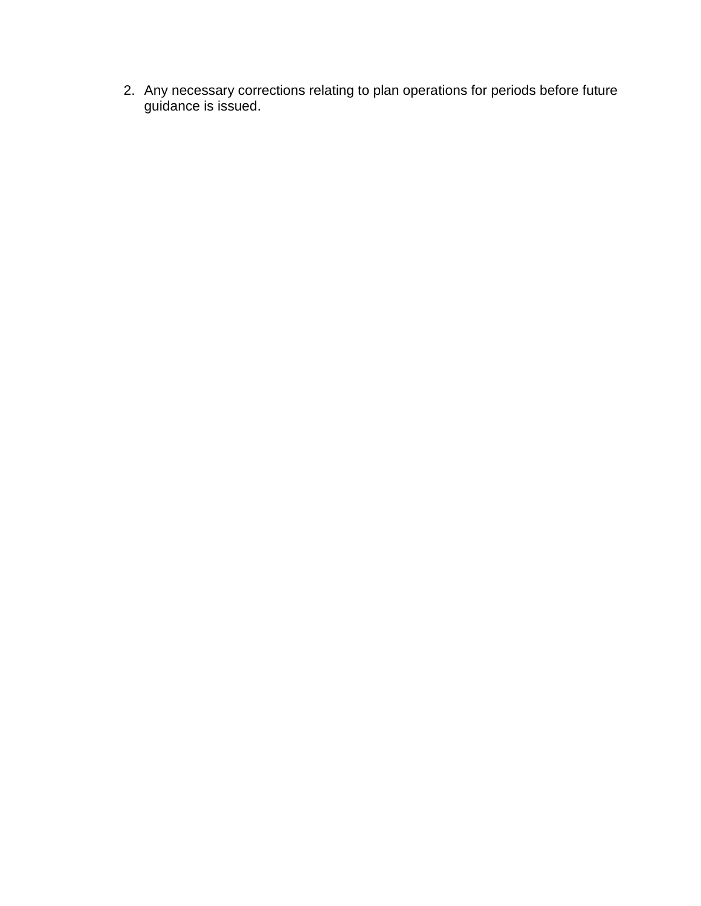2. Any necessary corrections relating to plan operations for periods before future guidance is issued.